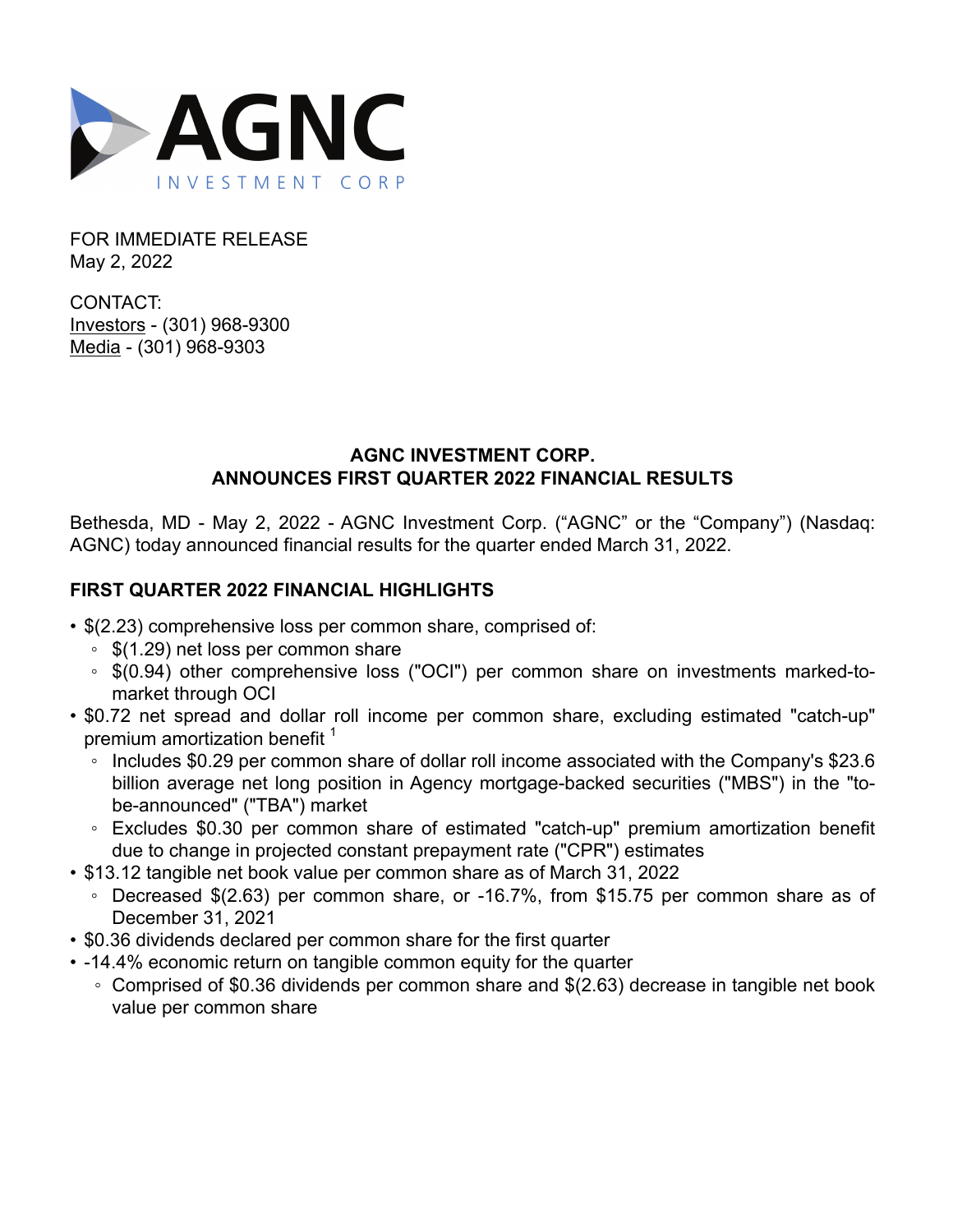AGNC
INVESTMENT CORP

FOR IMMEDIATE RELEASE
May 2, 2022

CONTACT:
Investors - (301) 968-9300
Media - (301) 968-9303

**AGNC INVESTMENT CORP.**
**ANNOUNCES FIRST QUARTER 2022 FINANCIAL RESULTS**

Bethesda, MD - May 2, 2022 - AGNC Investment Corp. (“AGNC” or the “Company”) (Nasdaq: AGNC) today announced financial results for the quarter ended March 31, 2022.

## FIRST QUARTER 2022 FINANCIAL HIGHLIGHTS

- $(2.23) comprehensive loss per common share, comprised of:
  - $(1.29) net loss per common share
  - $(0.94) other comprehensive loss ("OCI") per common share on investments marked-to-market through OCI
- $0.72 net spread and dollar roll income per common share, excluding estimated "catch-up" premium amortization benefit [1]
  - Includes $0.29 per common share of dollar roll income associated with the Company's $23.6 billion average net long position in Agency mortgage-backed securities ("MBS") in the "to-be-announced" ("TBA") market
  - Excludes $0.30 per common share of estimated "catch-up" premium amortization benefit due to change in projected constant prepayment rate ("CPR") estimates
- $13.12 tangible net book value per common share as of March 31, 2022
  - Decreased $(2.63) per common share, or -16.7%, from $15.75 per common share as of December 31, 2021
- $0.36 dividends declared per common share for the first quarter
- -14.4% economic return on tangible common equity for the quarter
  - Comprised of $0.36 dividends per common share and $(2.63) decrease in tangible net book value per common share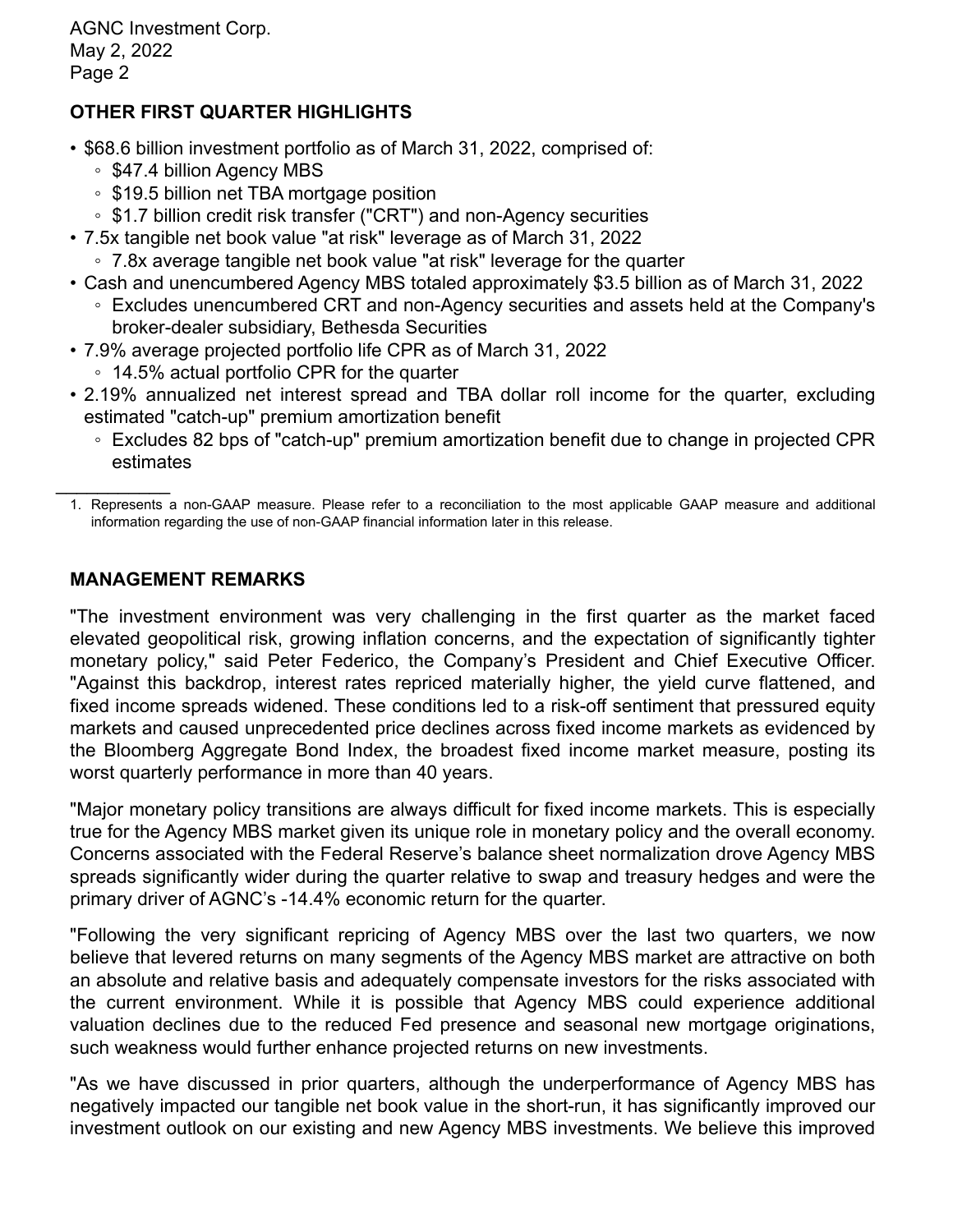## OTHER FIRST QUARTER HIGHLIGHTS

- $68.6 billion investment portfolio as of March 31, 2022, comprised of:
  - $47.4 billion Agency MBS
  - $19.5 billion net TBA mortgage position
  - $1.7 billion credit risk transfer ("CRT") and non-Agency securities
- 7.5x tangible net book value "at risk" leverage as of March 31, 2022
  - 7.8x average tangible net book value "at risk" leverage for the quarter
- Cash and unencumbered Agency MBS totaled approximately $3.5 billion as of March 31, 2022
  - Excludes unencumbered CRT and non-Agency securities and assets held at the Company's broker-dealer subsidiary, Bethesda Securities
- 7.9% average projected portfolio life CPR as of March 31, 2022
  - 14.5% actual portfolio CPR for the quarter
- 2.19% annualized net interest spread and TBA dollar roll income for the quarter, excluding estimated "catch-up" premium amortization benefit
  - Excludes 82 bps of "catch-up" premium amortization benefit due to change in projected CPR estimates

---

1. Represents a non-GAAP measure. Please refer to a reconciliation to the most applicable GAAP measure and additional information regarding the use of non-GAAP financial information later in this release.

## MANAGEMENT REMARKS

"The investment environment was very challenging in the first quarter as the market faced elevated geopolitical risk, growing inflation concerns, and the expectation of significantly tighter monetary policy," said Peter Federico, the Company's President and Chief Executive Officer. "Against this backdrop, interest rates repriced materially higher, the yield curve flattened, and fixed income spreads widened. These conditions led to a risk-off sentiment that pressured equity markets and caused unprecedented price declines across fixed income markets as evidenced by the Bloomberg Aggregate Bond Index, the broadest fixed income market measure, posting its worst quarterly performance in more than 40 years.

"Major monetary policy transitions are always difficult for fixed income markets. This is especially true for the Agency MBS market given its unique role in monetary policy and the overall economy. Concerns associated with the Federal Reserve's balance sheet normalization drove Agency MBS spreads significantly wider during the quarter relative to swap and treasury hedges and were the primary driver of AGNC's -14.4% economic return for the quarter.

"Following the very significant repricing of Agency MBS over the last two quarters, we now believe that levered returns on many segments of the Agency MBS market are attractive on both an absolute and relative basis and adequately compensate investors for the risks associated with the current environment. While it is possible that Agency MBS could experience additional valuation declines due to the reduced Fed presence and seasonal new mortgage originations, such weakness would further enhance projected returns on new investments.

"As we have discussed in prior quarters, although the underperformance of Agency MBS has negatively impacted our tangible net book value in the short-run, it has significantly improved our investment outlook on our existing and new Agency MBS investments. We believe this improved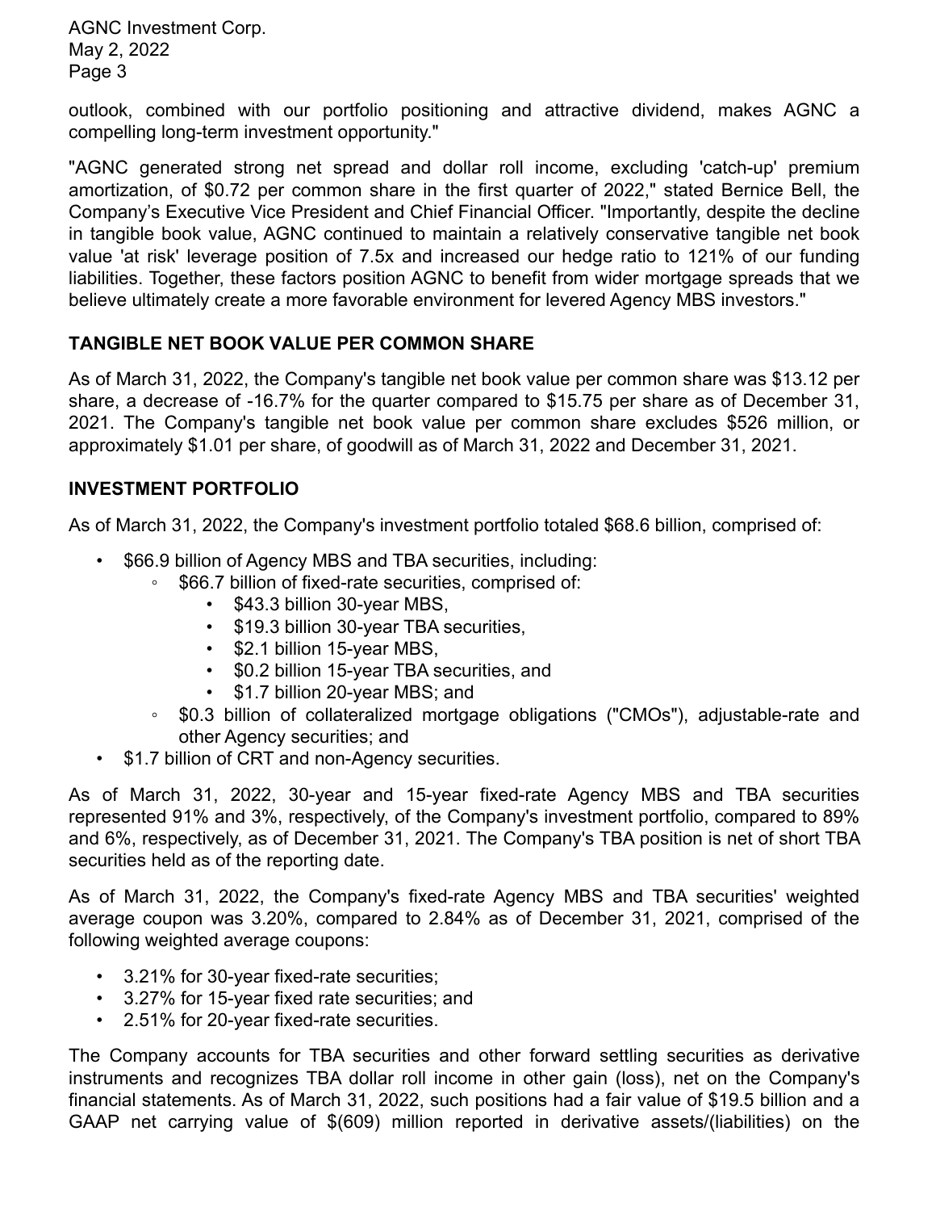outlook, combined with our portfolio positioning and attractive dividend, makes AGNC a compelling long-term investment opportunity."

"AGNC generated strong net spread and dollar roll income, excluding 'catch-up' premium amortization, of $0.72 per common share in the first quarter of 2022," stated Bernice Bell, the Company's Executive Vice President and Chief Financial Officer. "Importantly, despite the decline in tangible book value, AGNC continued to maintain a relatively conservative tangible net book value 'at risk' leverage position of 7.5x and increased our hedge ratio to 121% of our funding liabilities. Together, these factors position AGNC to benefit from wider mortgage spreads that we believe ultimately create a more favorable environment for levered Agency MBS investors."

## TANGIBLE NET BOOK VALUE PER COMMON SHARE

As of March 31, 2022, the Company's tangible net book value per common share was $13.12 per share, a decrease of -16.7% for the quarter compared to $15.75 per share as of December 31, 2021. The Company's tangible net book value per common share excludes $526 million, or approximately $1.01 per share, of goodwill as of March 31, 2022 and December 31, 2021.

## INVESTMENT PORTFOLIO

As of March 31, 2022, the Company's investment portfolio totaled $68.6 billion, comprised of:

- $66.9 billion of Agency MBS and TBA securities, including:
  - $66.7 billion of fixed-rate securities, comprised of:
    - $43.3 billion 30-year MBS,
    - $19.3 billion 30-year TBA securities,
    - $2.1 billion 15-year MBS,
    - $0.2 billion 15-year TBA securities, and
    - $1.7 billion 20-year MBS; and
  - $0.3 billion of collateralized mortgage obligations ("CMOs"), adjustable-rate and other Agency securities; and
- $1.7 billion of CRT and non-Agency securities.

As of March 31, 2022, 30-year and 15-year fixed-rate Agency MBS and TBA securities represented 91% and 3%, respectively, of the Company's investment portfolio, compared to 89% and 6%, respectively, as of December 31, 2021. The Company's TBA position is net of short TBA securities held as of the reporting date.

As of March 31, 2022, the Company's fixed-rate Agency MBS and TBA securities' weighted average coupon was 3.20%, compared to 2.84% as of December 31, 2021, comprised of the following weighted average coupons:

- 3.21% for 30-year fixed-rate securities;
- 3.27% for 15-year fixed rate securities; and
- 2.51% for 20-year fixed-rate securities.

The Company accounts for TBA securities and other forward settling securities as derivative instruments and recognizes TBA dollar roll income in other gain (loss), net on the Company's financial statements. As of March 31, 2022, such positions had a fair value of $19.5 billion and a GAAP net carrying value of $(609) million reported in derivative assets/(liabilities) on the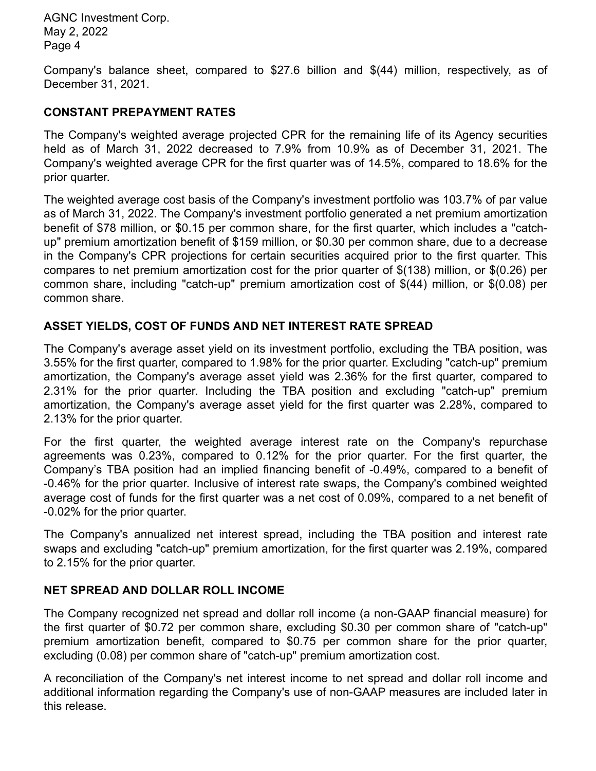Company's balance sheet, compared to $27.6 billion and $(44) million, respectively, as of December 31, 2021.

## CONSTANT PREPAYMENT RATES

The Company's weighted average projected CPR for the remaining life of its Agency securities held as of March 31, 2022 decreased to 7.9% from 10.9% as of December 31, 2021. The Company's weighted average CPR for the first quarter was of 14.5%, compared to 18.6% for the prior quarter.

The weighted average cost basis of the Company's investment portfolio was 103.7% of par value as of March 31, 2022. The Company's investment portfolio generated a net premium amortization benefit of $78 million, or $0.15 per common share, for the first quarter, which includes a "catch-up" premium amortization benefit of $159 million, or $0.30 per common share, due to a decrease in the Company's CPR projections for certain securities acquired prior to the first quarter. This compares to net premium amortization cost for the prior quarter of $(138) million, or $(0.26) per common share, including "catch-up" premium amortization cost of $(44) million, or $(0.08) per common share.

## ASSET YIELDS, COST OF FUNDS AND NET INTEREST RATE SPREAD

The Company's average asset yield on its investment portfolio, excluding the TBA position, was 3.55% for the first quarter, compared to 1.98% for the prior quarter. Excluding "catch-up" premium amortization, the Company's average asset yield was 2.36% for the first quarter, compared to 2.31% for the prior quarter. Including the TBA position and excluding "catch-up" premium amortization, the Company's average asset yield for the first quarter was 2.28%, compared to 2.13% for the prior quarter.

For the first quarter, the weighted average interest rate on the Company's repurchase agreements was 0.23%, compared to 0.12% for the prior quarter. For the first quarter, the Company's TBA position had an implied financing benefit of -0.49%, compared to a benefit of -0.46% for the prior quarter. Inclusive of interest rate swaps, the Company's combined weighted average cost of funds for the first quarter was a net cost of 0.09%, compared to a net benefit of -0.02% for the prior quarter.

The Company's annualized net interest spread, including the TBA position and interest rate swaps and excluding "catch-up" premium amortization, for the first quarter was 2.19%, compared to 2.15% for the prior quarter.

## NET SPREAD AND DOLLAR ROLL INCOME

The Company recognized net spread and dollar roll income (a non-GAAP financial measure) for the first quarter of $0.72 per common share, excluding $0.30 per common share of "catch-up" premium amortization benefit, compared to $0.75 per common share for the prior quarter, excluding (0.08) per common share of "catch-up" premium amortization cost.

A reconciliation of the Company's net interest income to net spread and dollar roll income and additional information regarding the Company's use of non-GAAP measures are included later in this release.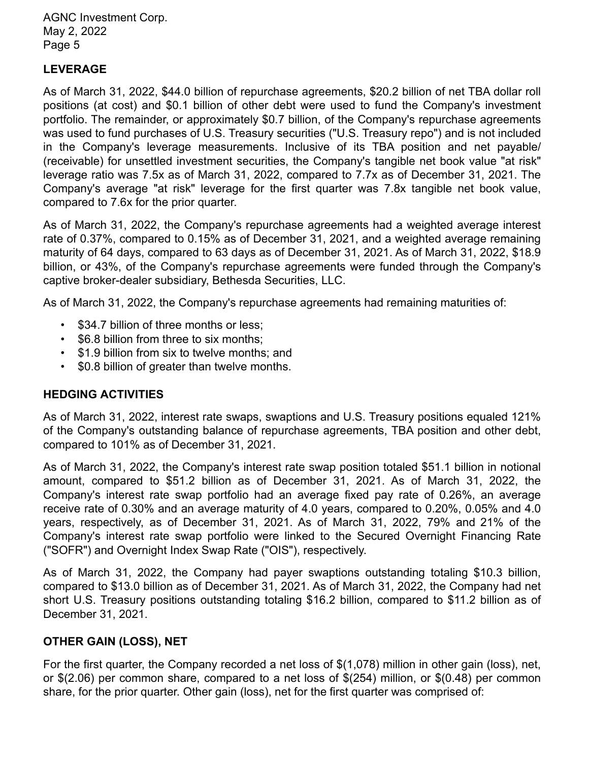## LEVERAGE

As of March 31, 2022, $44.0 billion of repurchase agreements, $20.2 billion of net TBA dollar roll positions (at cost) and $0.1 billion of other debt were used to fund the Company's investment portfolio. The remainder, or approximately $0.7 billion, of the Company's repurchase agreements was used to fund purchases of U.S. Treasury securities ("U.S. Treasury repo") and is not included in the Company's leverage measurements. Inclusive of its TBA position and net payable/(receivable) for unsettled investment securities, the Company's tangible net book value "at risk" leverage ratio was 7.5x as of March 31, 2022, compared to 7.7x as of December 31, 2021. The Company's average "at risk" leverage for the first quarter was 7.8x tangible net book value, compared to 7.6x for the prior quarter.

As of March 31, 2022, the Company's repurchase agreements had a weighted average interest rate of 0.37%, compared to 0.15% as of December 31, 2021, and a weighted average remaining maturity of 64 days, compared to 63 days as of December 31, 2021. As of March 31, 2022, $18.9 billion, or 43%, of the Company's repurchase agreements were funded through the Company's captive broker-dealer subsidiary, Bethesda Securities, LLC.

As of March 31, 2022, the Company's repurchase agreements had remaining maturities of:

- $34.7 billion of three months or less;
- $6.8 billion from three to six months;
- $1.9 billion from six to twelve months; and
- $0.8 billion of greater than twelve months.

## HEDGING ACTIVITIES

As of March 31, 2022, interest rate swaps, swaptions and U.S. Treasury positions equaled 121% of the Company's outstanding balance of repurchase agreements, TBA position and other debt, compared to 101% as of December 31, 2021.

As of March 31, 2022, the Company's interest rate swap position totaled $51.1 billion in notional amount, compared to $51.2 billion as of December 31, 2021. As of March 31, 2022, the Company's interest rate swap portfolio had an average fixed pay rate of 0.26%, an average receive rate of 0.30% and an average maturity of 4.0 years, compared to 0.20%, 0.05% and 4.0 years, respectively, as of December 31, 2021. As of March 31, 2022, 79% and 21% of the Company's interest rate swap portfolio were linked to the Secured Overnight Financing Rate ("SOFR") and Overnight Index Swap Rate ("OIS"), respectively.

As of March 31, 2022, the Company had payer swaptions outstanding totaling $10.3 billion, compared to $13.0 billion as of December 31, 2021. As of March 31, 2022, the Company had net short U.S. Treasury positions outstanding totaling $16.2 billion, compared to $11.2 billion as of December 31, 2021.

## OTHER GAIN (LOSS), NET

For the first quarter, the Company recorded a net loss of $(1,078) million in other gain (loss), net, or $(2.06) per common share, compared to a net loss of $(254) million, or $(0.48) per common share, for the prior quarter. Other gain (loss), net for the first quarter was comprised of: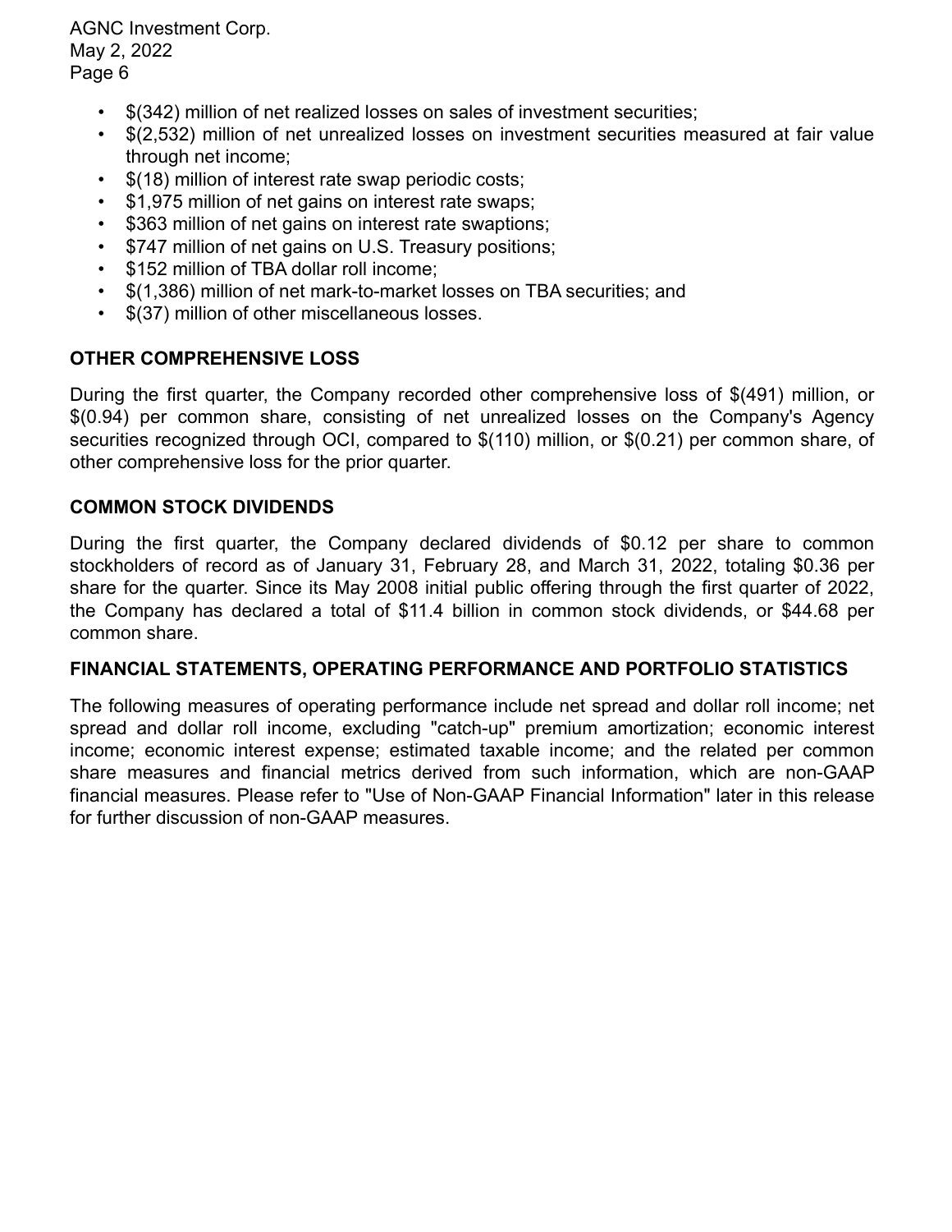- $(342) million of net realized losses on sales of investment securities;
- $(2,532) million of net unrealized losses on investment securities measured at fair value through net income;
- $(18) million of interest rate swap periodic costs;
- $1,975 million of net gains on interest rate swaps;
- $363 million of net gains on interest rate swaptions;
- $747 million of net gains on U.S. Treasury positions;
- $152 million of TBA dollar roll income;
- $(1,386) million of net mark-to-market losses on TBA securities; and
- $(37) million of other miscellaneous losses.

## OTHER COMPREHENSIVE LOSS

During the first quarter, the Company recorded other comprehensive loss of $(491) million, or $(0.94) per common share, consisting of net unrealized losses on the Company's Agency securities recognized through OCI, compared to $(110) million, or $(0.21) per common share, of other comprehensive loss for the prior quarter.

## COMMON STOCK DIVIDENDS

During the first quarter, the Company declared dividends of $0.12 per share to common stockholders of record as of January 31, February 28, and March 31, 2022, totaling $0.36 per share for the quarter. Since its May 2008 initial public offering through the first quarter of 2022, the Company has declared a total of $11.4 billion in common stock dividends, or $44.68 per common share.

## FINANCIAL STATEMENTS, OPERATING PERFORMANCE AND PORTFOLIO STATISTICS

The following measures of operating performance include net spread and dollar roll income; net spread and dollar roll income, excluding "catch-up" premium amortization; economic interest income; economic interest expense; estimated taxable income; and the related per common share measures and financial metrics derived from such information, which are non-GAAP financial measures. Please refer to "Use of Non-GAAP Financial Information" later in this release for further discussion of non-GAAP measures.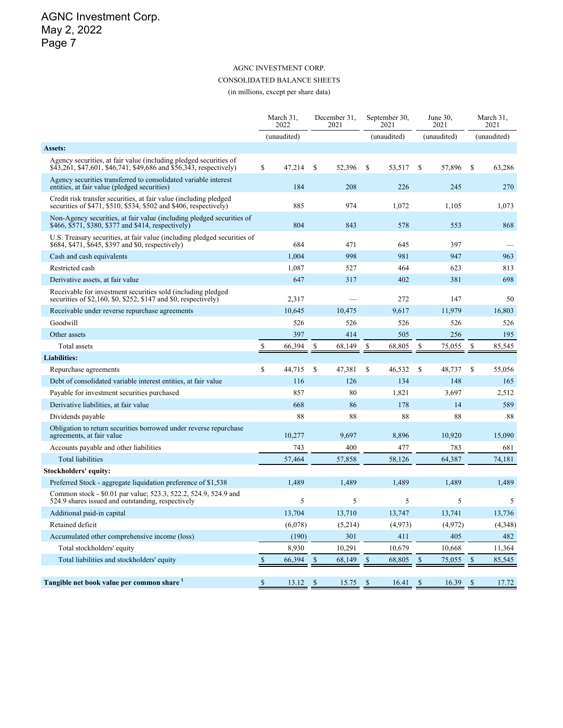AGNC INVESTMENT CORP.

CONSOLIDATED BALANCE SHEETS

(in millions, except per share data)

| | March 31, 2022 | December 31, 2021 | September 30, 2021 | June 30, 2021 | March 31, 2021 |
|---|---|---|---|---|---|
| | (unaudited) | | (unaudited) | (unaudited) | (unaudited) |
| **Assets:** | | | | | |
| Agency securities, at fair value (including pledged securities of $43,261, $47,601, $46,741, $49,686 and $56,343, respectively) | $ 47,214 | $ 52,396 | $ 53,517 | $ 57,896 | $ 63,286 |
| Agency securities transferred to consolidated variable interest entities, at fair value (pledged securities) | 184 | 208 | 226 | 245 | 270 |
| Credit risk transfer securities, at fair value (including pledged securities of $471, $510, $534, $502 and $406, respectively) | 885 | 974 | 1,072 | 1,105 | 1,073 |
| Non-Agency securities, at fair value (including pledged securities of $466, $571, $380, $377 and $414, respectively) | 804 | 843 | 578 | 553 | 868 |
| U.S. Treasury securities, at fair value (including pledged securities of $684, $471, $645, $397 and $0, respectively) | 684 | 471 | 645 | 397 | — |
| Cash and cash equivalents | 1,004 | 998 | 981 | 947 | 963 |
| Restricted cash | 1,087 | 527 | 464 | 623 | 813 |
| Derivative assets, at fair value | 647 | 317 | 402 | 381 | 698 |
| Receivable for investment securities sold (including pledged securities of $2,160, $0, $252, $147 and $0, respectively) | 2,317 | — | 272 | 147 | 50 |
| Receivable under reverse repurchase agreements | 10,645 | 10,475 | 9,617 | 11,979 | 16,803 |
| Goodwill | 526 | 526 | 526 | 526 | 526 |
| Other assets | 397 | 414 | 505 | 256 | 195 |
| Total assets | $ 66,394 | $ 68,149 | $ 68,805 | $ 75,055 | $ 85,545 |
| **Liabilities:** | | | | | |
| Repurchase agreements | $ 44,715 | $ 47,381 | $ 46,532 | $ 48,737 | $ 55,056 |
| Debt of consolidated variable interest entities, at fair value | 116 | 126 | 134 | 148 | 165 |
| Payable for investment securities purchased | 857 | 80 | 1,821 | 3,697 | 2,512 |
| Derivative liabilities, at fair value | 668 | 86 | 178 | 14 | 589 |
| Dividends payable | 88 | 88 | 88 | 88 | 88 |
| Obligation to return securities borrowed under reverse repurchase agreements, at fair value | 10,277 | 9,697 | 8,896 | 10,920 | 15,090 |
| Accounts payable and other liabilities | 743 | 400 | 477 | 783 | 681 |
| Total liabilities | 57,464 | 57,858 | 58,126 | 64,387 | 74,181 |
| **Stockholders' equity:** | | | | | |
| Preferred Stock - aggregate liquidation preference of $1,538 | 1,489 | 1,489 | 1,489 | 1,489 | 1,489 |
| Common stock - $0.01 par value; 523.3, 522.2, 524.9, 524.9 and 524.9 shares issued and outstanding, respectively | 5 | 5 | 5 | 5 | 5 |
| Additional paid-in capital | 13,704 | 13,710 | 13,747 | 13,741 | 13,736 |
| Retained deficit | (6,078) | (5,214) | (4,973) | (4,972) | (4,348) |
| Accumulated other comprehensive income (loss) | (190) | 301 | 411 | 405 | 482 |
| Total stockholders' equity | 8,930 | 10,291 | 10,679 | 10,668 | 11,364 |
| Total liabilities and stockholders' equity | $ 66,394 | $ 68,149 | $ 68,805 | $ 75,055 | $ 85,545 |
| | | | | | |
| **Tangible net book value per common share [1]** | $ 13.12 | $ 15.75 | $ 16.41 | $ 16.39 | $ 17.72 |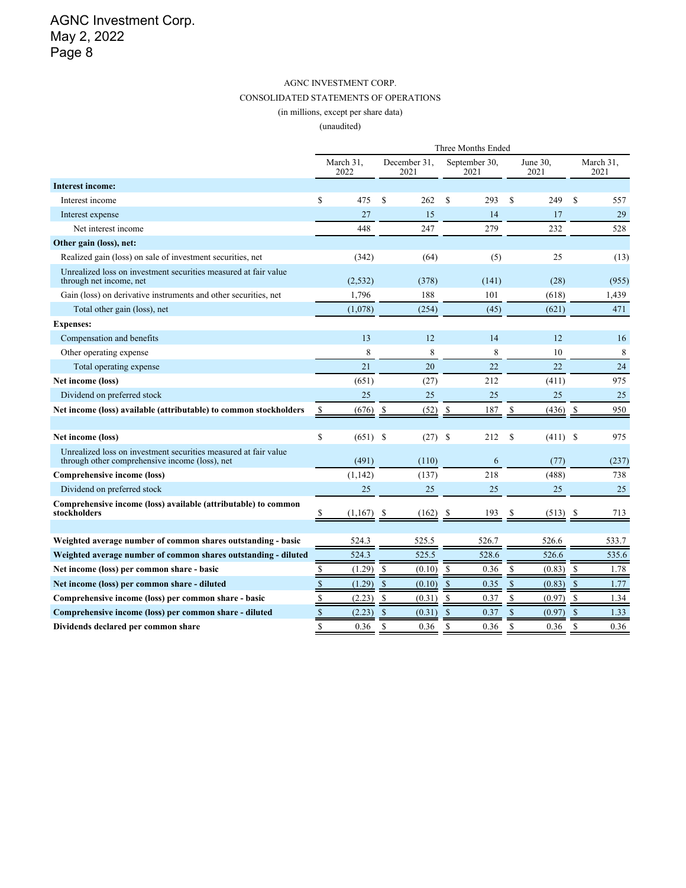AGNC INVESTMENT CORP.

CONSOLIDATED STATEMENTS OF OPERATIONS

(in millions, except per share data)

(unaudited)

| | Three Months Ended | | | | |
|---|---|---|---|---|---|
| | March 31, 2022 | December 31, 2021 | September 30, 2021 | June 30, 2021 | March 31, 2021 |
| **Interest income:** | | | | | |
| Interest income | $ 475 | $ 262 | $ 293 | $ 249 | $ 557 |
| Interest expense | 27 | 15 | 14 | 17 | 29 |
| Net interest income | 448 | 247 | 279 | 232 | 528 |
| **Other gain (loss), net:** | | | | | |
| Realized gain (loss) on sale of investment securities, net | (342) | (64) | (5) | 25 | (13) |
| Unrealized loss on investment securities measured at fair value through net income, net | (2,532) | (378) | (141) | (28) | (955) |
| Gain (loss) on derivative instruments and other securities, net | 1,796 | 188 | 101 | (618) | 1,439 |
| Total other gain (loss), net | (1,078) | (254) | (45) | (621) | 471 |
| **Expenses:** | | | | | |
| Compensation and benefits | 13 | 12 | 14 | 12 | 16 |
| Other operating expense | 8 | 8 | 8 | 10 | 8 |
| Total operating expense | 21 | 20 | 22 | 22 | 24 |
| **Net income (loss)** | (651) | (27) | 212 | (411) | 975 |
| Dividend on preferred stock | 25 | 25 | 25 | 25 | 25 |
| **Net income (loss) available (attributable) to common stockholders** | $ (676) | $ (52) | $ 187 | $ (436) | $ 950 |
| | | | | | |
| **Net income (loss)** | $ (651) | $ (27) | $ 212 | $ (411) | $ 975 |
| Unrealized loss on investment securities measured at fair value through other comprehensive income (loss), net | (491) | (110) | 6 | (77) | (237) |
| **Comprehensive income (loss)** | (1,142) | (137) | 218 | (488) | 738 |
| Dividend on preferred stock | 25 | 25 | 25 | 25 | 25 |
| **Comprehensive income (loss) available (attributable) to common stockholders** | $ (1,167) | $ (162) | $ 193 | $ (513) | $ 713 |
| | | | | | |
| **Weighted average number of common shares outstanding - basic** | 524.3 | 525.5 | 526.7 | 526.6 | 533.7 |
| **Weighted average number of common shares outstanding - diluted** | 524.3 | 525.5 | 528.6 | 526.6 | 535.6 |
| **Net income (loss) per common share - basic** | $ (1.29) | $ (0.10) | $ 0.36 | $ (0.83) | $ 1.78 |
| **Net income (loss) per common share - diluted** | $ (1.29) | $ (0.10) | $ 0.35 | $ (0.83) | $ 1.77 |
| **Comprehensive income (loss) per common share - basic** | $ (2.23) | $ (0.31) | $ 0.37 | $ (0.97) | $ 1.34 |
| **Comprehensive income (loss) per common share - diluted** | $ (2.23) | $ (0.31) | $ 0.37 | $ (0.97) | $ 1.33 |
| **Dividends declared per common share** | $ 0.36 | $ 0.36 | $ 0.36 | $ 0.36 | $ 0.36 |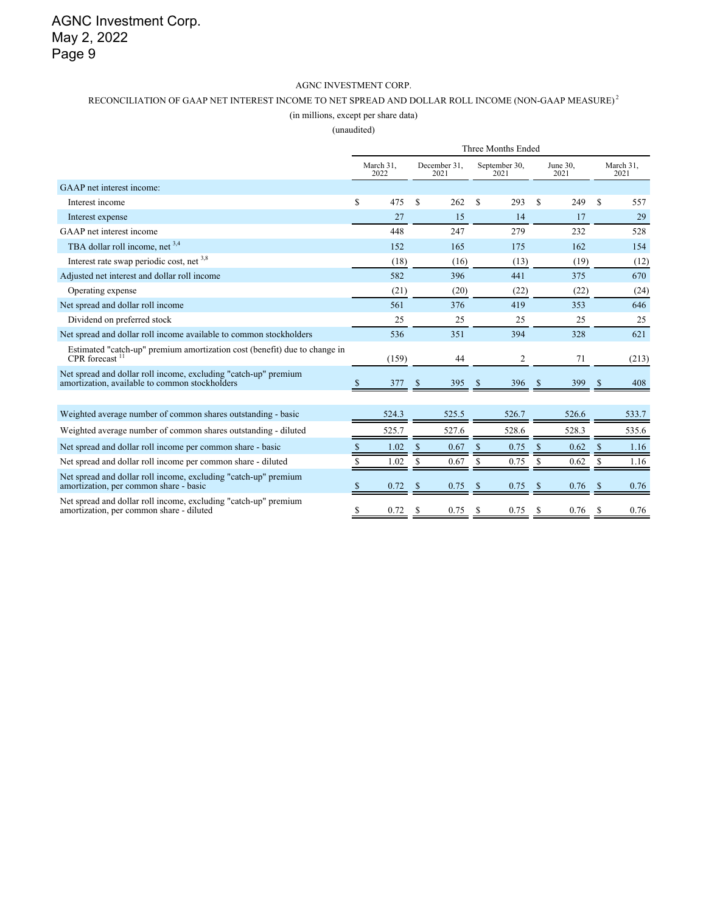AGNC INVESTMENT CORP.

RECONCILIATION OF GAAP NET INTEREST INCOME TO NET SPREAD AND DOLLAR ROLL INCOME (NON-GAAP MEASURE)[2]

(in millions, except per share data)

(unaudited)

| | Three Months Ended | | | | |
|---|---|---|---|---|---|
| | March 31, 2022 | December 31, 2021 | September 30, 2021 | June 30, 2021 | March 31, 2021 |
| GAAP net interest income: | | | | | |
| Interest income | $ 475 | $ 262 | $ 293 | $ 249 | $ 557 |
| Interest expense | 27 | 15 | 14 | 17 | 29 |
| GAAP net interest income | 448 | 247 | 279 | 232 | 528 |
| TBA dollar roll income, net [3,4] | 152 | 165 | 175 | 162 | 154 |
| Interest rate swap periodic cost, net [3,8] | (18) | (16) | (13) | (19) | (12) |
| Adjusted net interest and dollar roll income | 582 | 396 | 441 | 375 | 670 |
| Operating expense | (21) | (20) | (22) | (22) | (24) |
| Net spread and dollar roll income | 561 | 376 | 419 | 353 | 646 |
| Dividend on preferred stock | 25 | 25 | 25 | 25 | 25 |
| Net spread and dollar roll income available to common stockholders | 536 | 351 | 394 | 328 | 621 |
| Estimated "catch-up" premium amortization cost (benefit) due to change in CPR forecast [11] | (159) | 44 | 2 | 71 | (213) |
| Net spread and dollar roll income, excluding "catch-up" premium amortization, available to common stockholders | $ 377 | $ 395 | $ 396 | $ 399 | $ 408 |
| | | | | | |
| Weighted average number of common shares outstanding - basic | 524.3 | 525.5 | 526.7 | 526.6 | 533.7 |
| Weighted average number of common shares outstanding - diluted | 525.7 | 527.6 | 528.6 | 528.3 | 535.6 |
| Net spread and dollar roll income per common share - basic | $ 1.02 | $ 0.67 | $ 0.75 | $ 0.62 | $ 1.16 |
| Net spread and dollar roll income per common share - diluted | $ 1.02 | $ 0.67 | $ 0.75 | $ 0.62 | $ 1.16 |
| Net spread and dollar roll income, excluding "catch-up" premium amortization, per common share - basic | $ 0.72 | $ 0.75 | $ 0.75 | $ 0.76 | $ 0.76 |
| Net spread and dollar roll income, excluding "catch-up" premium amortization, per common share - diluted | $ 0.72 | $ 0.75 | $ 0.75 | $ 0.76 | $ 0.76 |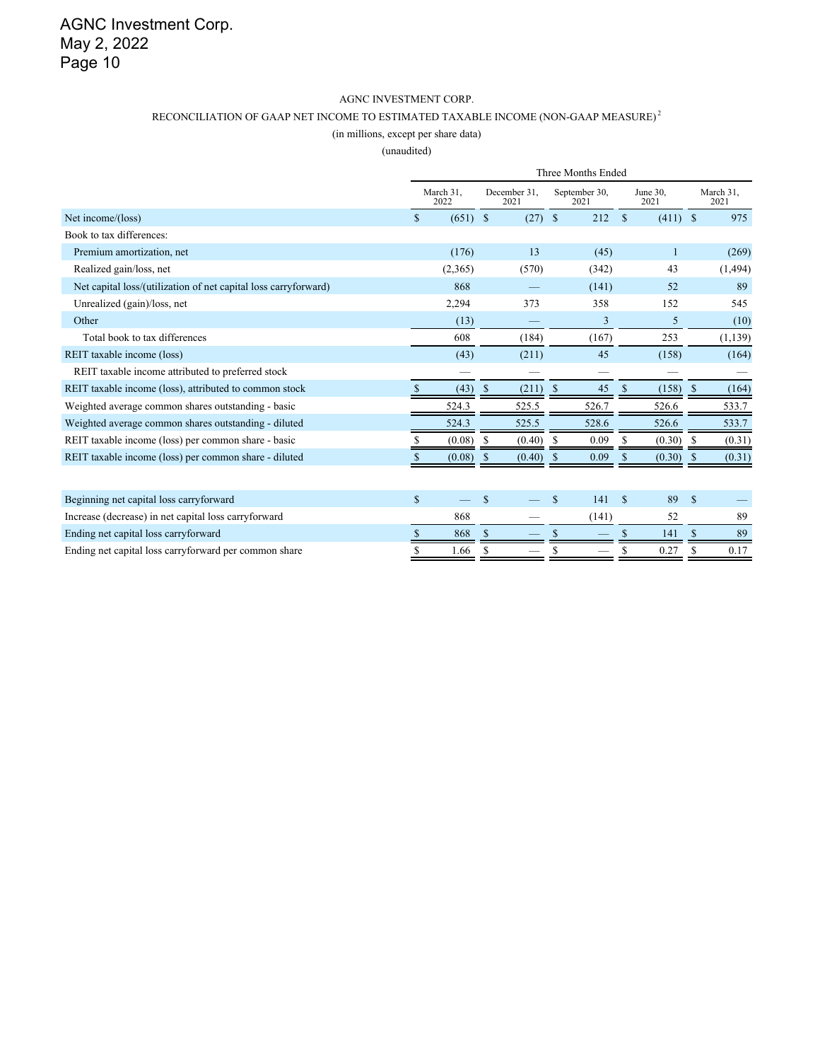AGNC INVESTMENT CORP.

RECONCILIATION OF GAAP NET INCOME TO ESTIMATED TAXABLE INCOME (NON-GAAP MEASURE)[2]

(in millions, except per share data)

(unaudited)

| | Three Months Ended | | | | |
|---|---|---|---|---|---|
| | March 31, 2022 | December 31, 2021 | September 30, 2021 | June 30, 2021 | March 31, 2021 |
| Net income/(loss) | $ (651) | $ (27) | $ 212 | $ (411) | $ 975 |
| Book to tax differences: | | | | | |
| Premium amortization, net | (176) | 13 | (45) | 1 | (269) |
| Realized gain/loss, net | (2,365) | (570) | (342) | 43 | (1,494) |
| Net capital loss/(utilization of net capital loss carryforward) | 868 | — | (141) | 52 | 89 |
| Unrealized (gain)/loss, net | 2,294 | 373 | 358 | 152 | 545 |
| Other | (13) | — | 3 | 5 | (10) |
| Total book to tax differences | 608 | (184) | (167) | 253 | (1,139) |
| REIT taxable income (loss) | (43) | (211) | 45 | (158) | (164) |
| REIT taxable income attributed to preferred stock | — | — | — | — | — |
| REIT taxable income (loss), attributed to common stock | $ (43) | $ (211) | $ 45 | $ (158) | $ (164) |
| Weighted average common shares outstanding - basic | 524.3 | 525.5 | 526.7 | 526.6 | 533.7 |
| Weighted average common shares outstanding - diluted | 524.3 | 525.5 | 528.6 | 526.6 | 533.7 |
| REIT taxable income (loss) per common share - basic | $ (0.08) | $ (0.40) | $ 0.09 | $ (0.30) | $ (0.31) |
| REIT taxable income (loss) per common share - diluted | $ (0.08) | $ (0.40) | $ 0.09 | $ (0.30) | $ (0.31) |
| | | | | | |
| Beginning net capital loss carryforward | $ — | $ — | $ 141 | $ 89 | $ — |
| Increase (decrease) in net capital loss carryforward | 868 | — | (141) | 52 | 89 |
| Ending net capital loss carryforward | $ 868 | $ — | $ — | $ 141 | $ 89 |
| Ending net capital loss carryforward per common share | $ 1.66 | $ — | $ — | $ 0.27 | $ 0.17 |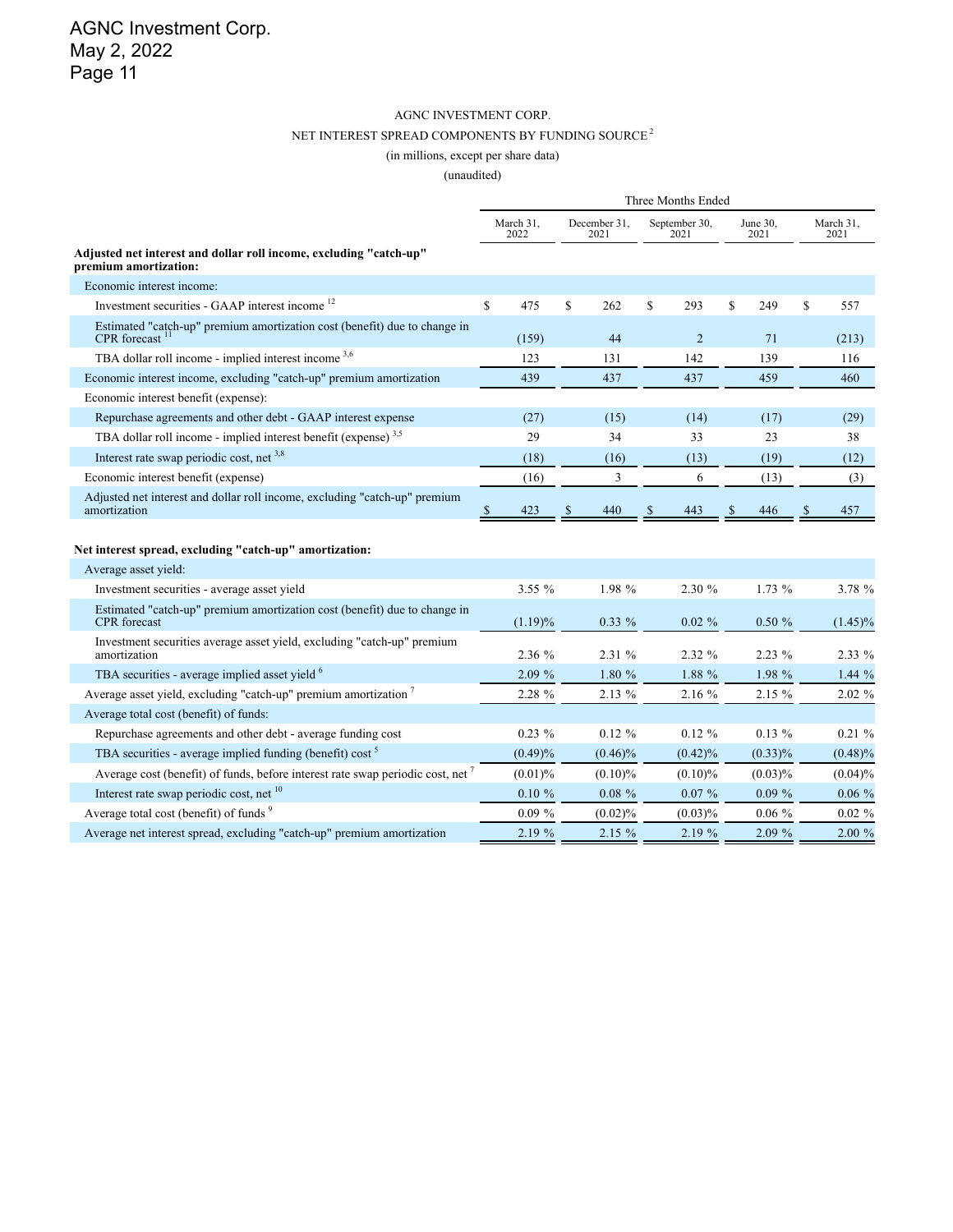AGNC INVESTMENT CORP.

NET INTEREST SPREAD COMPONENTS BY FUNDING SOURCE [2]

(in millions, except per share data)

(unaudited)

| | Three Months Ended | | | | |
|---|---|---|---|---|---|
| | March 31, 2022 | December 31, 2021 | September 30, 2021 | June 30, 2021 | March 31, 2021 |
| **Adjusted net interest and dollar roll income, excluding "catch-up" premium amortization:** | | | | | |
| Economic interest income: | | | | | |
| Investment securities - GAAP interest income [12] | $ 475 | $ 262 | $ 293 | $ 249 | $ 557 |
| Estimated "catch-up" premium amortization cost (benefit) due to change in CPR forecast [11] | (159) | 44 | 2 | 71 | (213) |
| TBA dollar roll income - implied interest income [3,6] | 123 | 131 | 142 | 139 | 116 |
| Economic interest income, excluding "catch-up" premium amortization | 439 | 437 | 437 | 459 | 460 |
| Economic interest benefit (expense): | | | | | |
| Repurchase agreements and other debt - GAAP interest expense | (27) | (15) | (14) | (17) | (29) |
| TBA dollar roll income - implied interest benefit (expense) [3,5] | 29 | 34 | 33 | 23 | 38 |
| Interest rate swap periodic cost, net [3,8] | (18) | (16) | (13) | (19) | (12) |
| Economic interest benefit (expense) | (16) | 3 | 6 | (13) | (3) |
| Adjusted net interest and dollar roll income, excluding "catch-up" premium amortization | $ 423 | $ 440 | $ 443 | $ 446 | $ 457 |
| | | | | | |
| **Net interest spread, excluding "catch-up" amortization:** | | | | | |
| Average asset yield: | | | | | |
| Investment securities - average asset yield | 3.55 % | 1.98 % | 2.30 % | 1.73 % | 3.78 % |
| Estimated "catch-up" premium amortization cost (benefit) due to change in CPR forecast | (1.19)% | 0.33 % | 0.02 % | 0.50 % | (1.45)% |
| Investment securities average asset yield, excluding "catch-up" premium amortization | 2.36 % | 2.31 % | 2.32 % | 2.23 % | 2.33 % |
| TBA securities - average implied asset yield [6] | 2.09 % | 1.80 % | 1.88 % | 1.98 % | 1.44 % |
| Average asset yield, excluding "catch-up" premium amortization [7] | 2.28 % | 2.13 % | 2.16 % | 2.15 % | 2.02 % |
| Average total cost (benefit) of funds: | | | | | |
| Repurchase agreements and other debt - average funding cost | 0.23 % | 0.12 % | 0.12 % | 0.13 % | 0.21 % |
| TBA securities - average implied funding (benefit) cost [5] | (0.49)% | (0.46)% | (0.42)% | (0.33)% | (0.48)% |
| Average cost (benefit) of funds, before interest rate swap periodic cost, net [7] | (0.01)% | (0.10)% | (0.10)% | (0.03)% | (0.04)% |
| Interest rate swap periodic cost, net [10] | 0.10 % | 0.08 % | 0.07 % | 0.09 % | 0.06 % |
| Average total cost (benefit) of funds [9] | 0.09 % | (0.02)% | (0.03)% | 0.06 % | 0.02 % |
| Average net interest spread, excluding "catch-up" premium amortization | 2.19 % | 2.15 % | 2.19 % | 2.09 % | 2.00 % |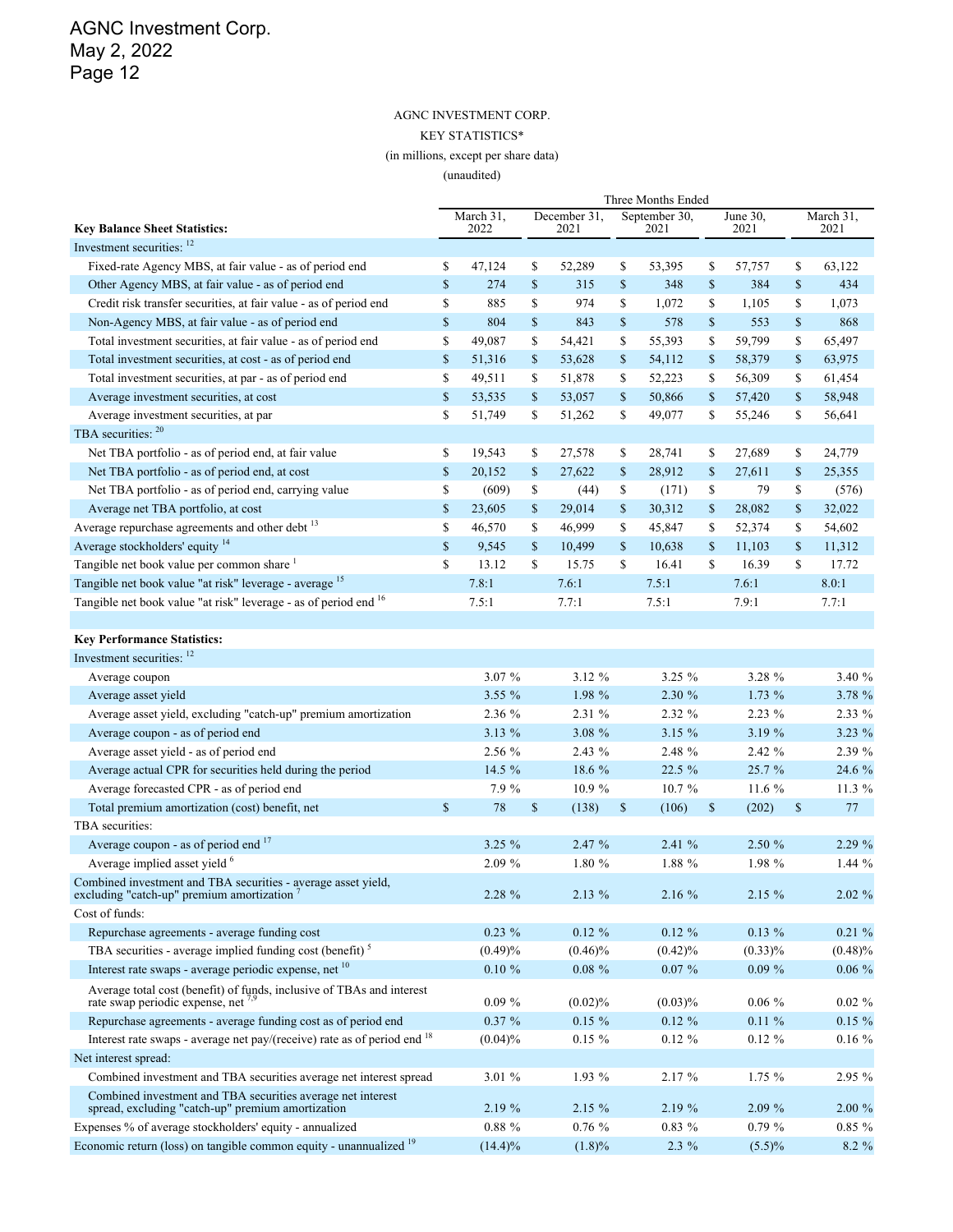AGNC INVESTMENT CORP.

KEY STATISTICS*

(in millions, except per share data)

(unaudited)

| | Three Months Ended | | | | |
|---|---|---|---|---|---|
| **Key Balance Sheet Statistics:** | March 31, 2022 | December 31, 2021 | September 30, 2021 | June 30, 2021 | March 31, 2021 |
| Investment securities: [12] | | | | | |
| Fixed-rate Agency MBS, at fair value - as of period end | $ 47,124 | $ 52,289 | $ 53,395 | $ 57,757 | $ 63,122 |
| Other Agency MBS, at fair value - as of period end | $ 274 | $ 315 | $ 348 | $ 384 | $ 434 |
| Credit risk transfer securities, at fair value - as of period end | $ 885 | $ 974 | $ 1,072 | $ 1,105 | $ 1,073 |
| Non-Agency MBS, at fair value - as of period end | $ 804 | $ 843 | $ 578 | $ 553 | $ 868 |
| Total investment securities, at fair value - as of period end | $ 49,087 | $ 54,421 | $ 55,393 | $ 59,799 | $ 65,497 |
| Total investment securities, at cost - as of period end | $ 51,316 | $ 53,628 | $ 54,112 | $ 58,379 | $ 63,975 |
| Total investment securities, at par - as of period end | $ 49,511 | $ 51,878 | $ 52,223 | $ 56,309 | $ 61,454 |
| Average investment securities, at cost | $ 53,535 | $ 53,057 | $ 50,866 | $ 57,420 | $ 58,948 |
| Average investment securities, at par | $ 51,749 | $ 51,262 | $ 49,077 | $ 55,246 | $ 56,641 |
| TBA securities: [20] | | | | | |
| Net TBA portfolio - as of period end, at fair value | $ 19,543 | $ 27,578 | $ 28,741 | $ 27,689 | $ 24,779 |
| Net TBA portfolio - as of period end, at cost | $ 20,152 | $ 27,622 | $ 28,912 | $ 27,611 | $ 25,355 |
| Net TBA portfolio - as of period end, carrying value | $ (609) | $ (44) | $ (171) | $ 79 | $ (576) |
| Average net TBA portfolio, at cost | $ 23,605 | $ 29,014 | $ 30,312 | $ 28,082 | $ 32,022 |
| Average repurchase agreements and other debt [13] | $ 46,570 | $ 46,999 | $ 45,847 | $ 52,374 | $ 54,602 |
| Average stockholders' equity [14] | $ 9,545 | $ 10,499 | $ 10,638 | $ 11,103 | $ 11,312 |
| Tangible net book value per common share [1] | $ 13.12 | $ 15.75 | $ 16.41 | $ 16.39 | $ 17.72 |
| Tangible net book value "at risk" leverage - average [15] | 7.8:1 | 7.6:1 | 7.5:1 | 7.6:1 | 8.0:1 |
| Tangible net book value "at risk" leverage - as of period end [16] | 7.5:1 | 7.7:1 | 7.5:1 | 7.9:1 | 7.7:1 |
| | | | | | |
| **Key Performance Statistics:** | | | | | |
| Investment securities: [12] | | | | | |
| Average coupon | 3.07 % | 3.12 % | 3.25 % | 3.28 % | 3.40 % |
| Average asset yield | 3.55 % | 1.98 % | 2.30 % | 1.73 % | 3.78 % |
| Average asset yield, excluding "catch-up" premium amortization | 2.36 % | 2.31 % | 2.32 % | 2.23 % | 2.33 % |
| Average coupon - as of period end | 3.13 % | 3.08 % | 3.15 % | 3.19 % | 3.23 % |
| Average asset yield - as of period end | 2.56 % | 2.43 % | 2.48 % | 2.42 % | 2.39 % |
| Average actual CPR for securities held during the period | 14.5 % | 18.6 % | 22.5 % | 25.7 % | 24.6 % |
| Average forecasted CPR - as of period end | 7.9 % | 10.9 % | 10.7 % | 11.6 % | 11.3 % |
| Total premium amortization (cost) benefit, net | $ 78 | $ (138) | $ (106) | $ (202) | $ 77 |
| TBA securities: | | | | | |
| Average coupon - as of period end [17] | 3.25 % | 2.47 % | 2.41 % | 2.50 % | 2.29 % |
| Average implied asset yield [6] | 2.09 % | 1.80 % | 1.88 % | 1.98 % | 1.44 % |
| Combined investment and TBA securities - average asset yield, excluding "catch-up" premium amortization [7] | 2.28 % | 2.13 % | 2.16 % | 2.15 % | 2.02 % |
| Cost of funds: | | | | | |
| Repurchase agreements - average funding cost | 0.23 % | 0.12 % | 0.12 % | 0.13 % | 0.21 % |
| TBA securities - average implied funding cost (benefit) [5] | (0.49)% | (0.46)% | (0.42)% | (0.33)% | (0.48)% |
| Interest rate swaps - average periodic expense, net [10] | 0.10 % | 0.08 % | 0.07 % | 0.09 % | 0.06 % |
| Average total cost (benefit) of funds, inclusive of TBAs and interest rate swap periodic expense, net [7,9] | 0.09 % | (0.02)% | (0.03)% | 0.06 % | 0.02 % |
| Repurchase agreements - average funding cost as of period end | 0.37 % | 0.15 % | 0.12 % | 0.11 % | 0.15 % |
| Interest rate swaps - average net pay/(receive) rate as of period end [18] | (0.04)% | 0.15 % | 0.12 % | 0.12 % | 0.16 % |
| Net interest spread: | | | | | |
| Combined investment and TBA securities average net interest spread | 3.01 % | 1.93 % | 2.17 % | 1.75 % | 2.95 % |
| Combined investment and TBA securities average net interest spread, excluding "catch-up" premium amortization | 2.19 % | 2.15 % | 2.19 % | 2.09 % | 2.00 % |
| Expenses % of average stockholders' equity - annualized | 0.88 % | 0.76 % | 0.83 % | 0.79 % | 0.85 % |
| Economic return (loss) on tangible common equity - unannualized [19] | (14.4)% | (1.8)% | 2.3 % | (5.5)% | 8.2 % |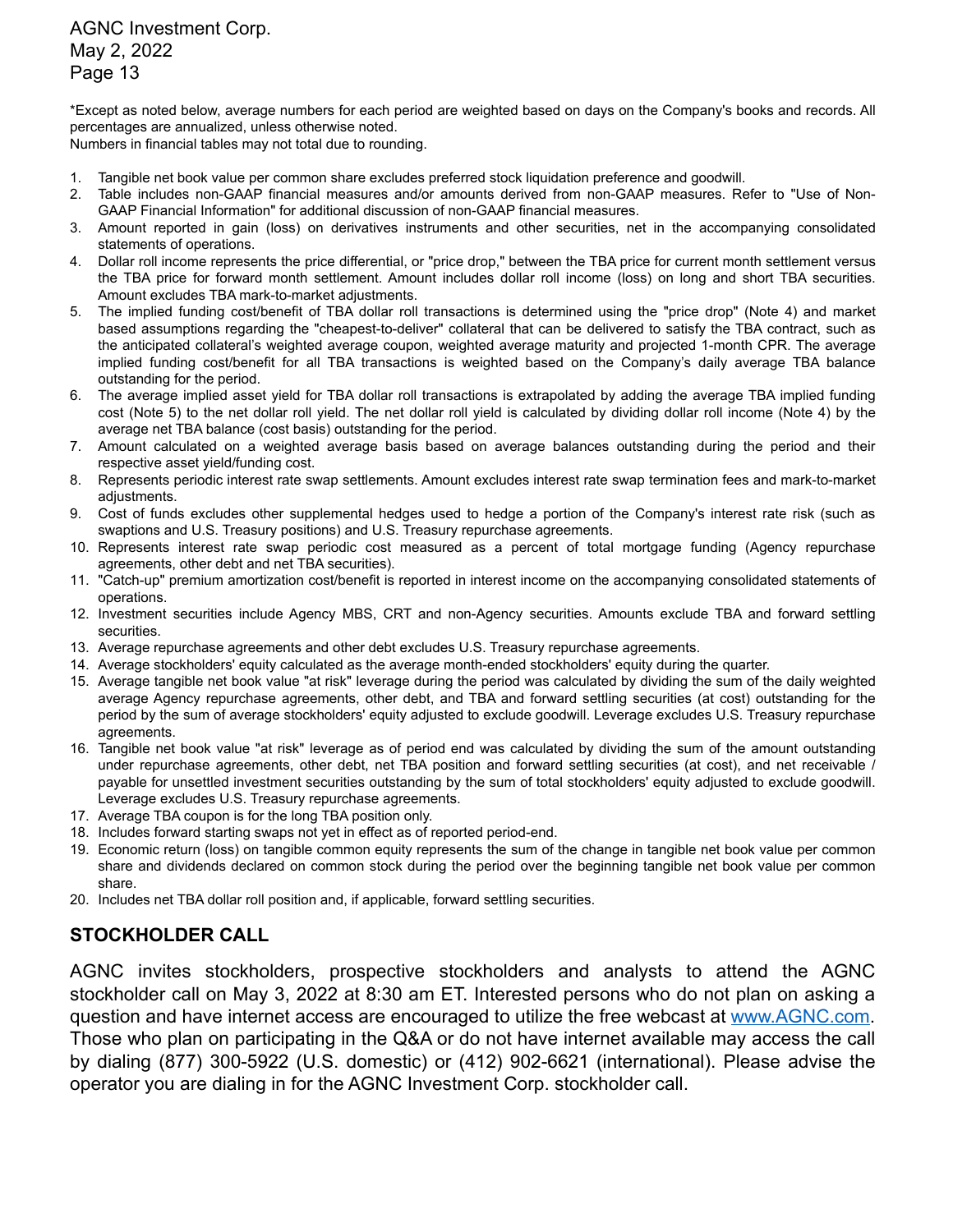*Except as noted below, average numbers for each period are weighted based on days on the Company's books and records. All percentages are annualized, unless otherwise noted.
Numbers in financial tables may not total due to rounding.

1. Tangible net book value per common share excludes preferred stock liquidation preference and goodwill.
2. Table includes non-GAAP financial measures and/or amounts derived from non-GAAP measures. Refer to "Use of Non-GAAP Financial Information" for additional discussion of non-GAAP financial measures.
3. Amount reported in gain (loss) on derivatives instruments and other securities, net in the accompanying consolidated statements of operations.
4. Dollar roll income represents the price differential, or "price drop," between the TBA price for current month settlement versus the TBA price for forward month settlement. Amount includes dollar roll income (loss) on long and short TBA securities. Amount excludes TBA mark-to-market adjustments.
5. The implied funding cost/benefit of TBA dollar roll transactions is determined using the "price drop" (Note 4) and market based assumptions regarding the "cheapest-to-deliver" collateral that can be delivered to satisfy the TBA contract, such as the anticipated collateral's weighted average coupon, weighted average maturity and projected 1-month CPR. The average implied funding cost/benefit for all TBA transactions is weighted based on the Company's daily average TBA balance outstanding for the period.
6. The average implied asset yield for TBA dollar roll transactions is extrapolated by adding the average TBA implied funding cost (Note 5) to the net dollar roll yield. The net dollar roll yield is calculated by dividing dollar roll income (Note 4) by the average net TBA balance (cost basis) outstanding for the period.
7. Amount calculated on a weighted average basis based on average balances outstanding during the period and their respective asset yield/funding cost.
8. Represents periodic interest rate swap settlements. Amount excludes interest rate swap termination fees and mark-to-market adjustments.
9. Cost of funds excludes other supplemental hedges used to hedge a portion of the Company's interest rate risk (such as swaptions and U.S. Treasury positions) and U.S. Treasury repurchase agreements.
10. Represents interest rate swap periodic cost measured as a percent of total mortgage funding (Agency repurchase agreements, other debt and net TBA securities).
11. "Catch-up" premium amortization cost/benefit is reported in interest income on the accompanying consolidated statements of operations.
12. Investment securities include Agency MBS, CRT and non-Agency securities. Amounts exclude TBA and forward settling securities.
13. Average repurchase agreements and other debt excludes U.S. Treasury repurchase agreements.
14. Average stockholders' equity calculated as the average month-ended stockholders' equity during the quarter.
15. Average tangible net book value "at risk" leverage during the period was calculated by dividing the sum of the daily weighted average Agency repurchase agreements, other debt, and TBA and forward settling securities (at cost) outstanding for the period by the sum of average stockholders' equity adjusted to exclude goodwill. Leverage excludes U.S. Treasury repurchase agreements.
16. Tangible net book value "at risk" leverage as of period end was calculated by dividing the sum of the amount outstanding under repurchase agreements, other debt, net TBA position and forward settling securities (at cost), and net receivable / payable for unsettled investment securities outstanding by the sum of total stockholders' equity adjusted to exclude goodwill. Leverage excludes U.S. Treasury repurchase agreements.
17. Average TBA coupon is for the long TBA position only.
18. Includes forward starting swaps not yet in effect as of reported period-end.
19. Economic return (loss) on tangible common equity represents the sum of the change in tangible net book value per common share and dividends declared on common stock during the period over the beginning tangible net book value per common share.
20. Includes net TBA dollar roll position and, if applicable, forward settling securities.

## STOCKHOLDER CALL

AGNC invites stockholders, prospective stockholders and analysts to attend the AGNC stockholder call on May 3, 2022 at 8:30 am ET. Interested persons who do not plan on asking a question and have internet access are encouraged to utilize the free webcast at [www.AGNC.com](http://www.AGNC.com). Those who plan on participating in the Q&A or do not have internet available may access the call by dialing (877) 300-5922 (U.S. domestic) or (412) 902-6621 (international). Please advise the operator you are dialing in for the AGNC Investment Corp. stockholder call.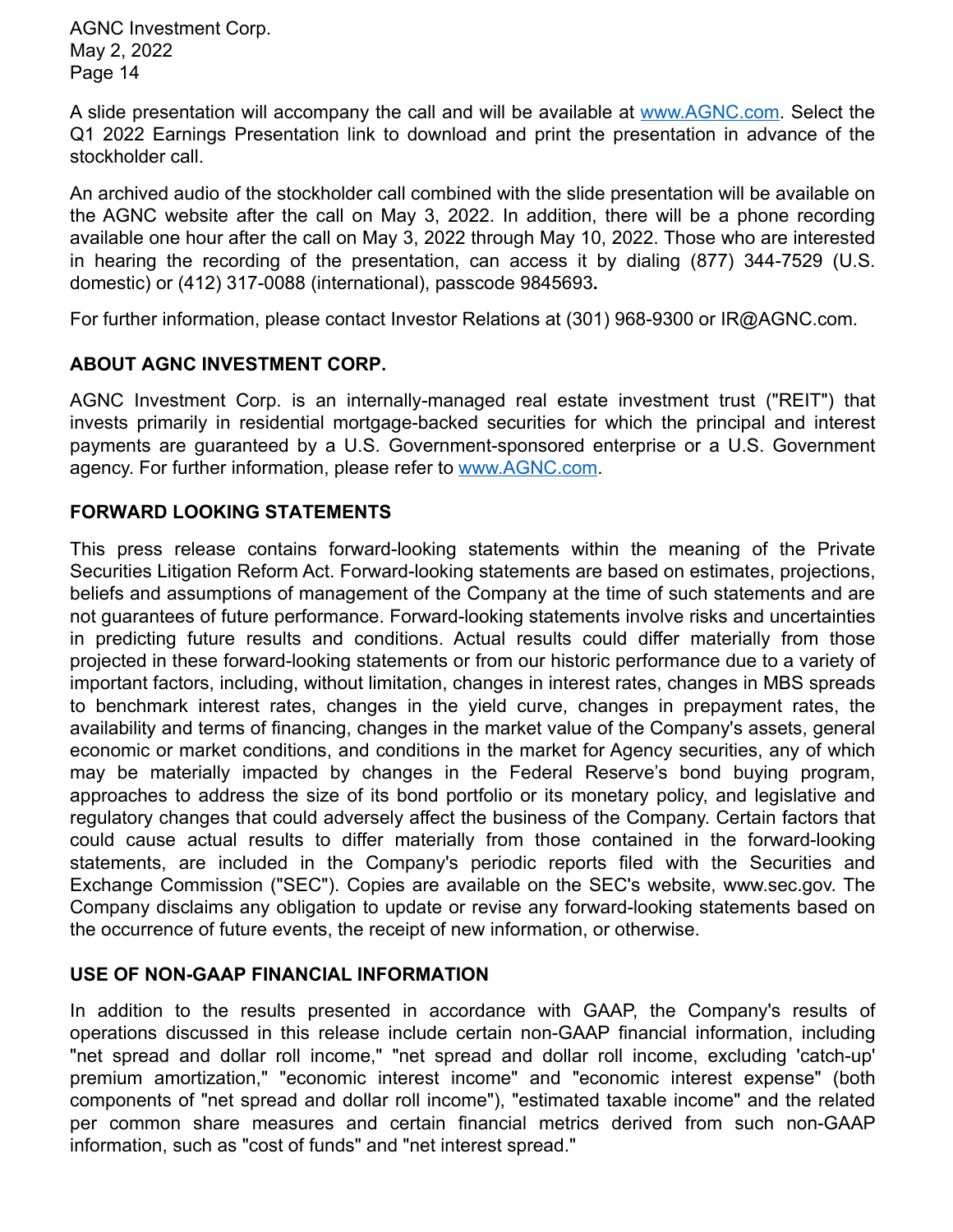A slide presentation will accompany the call and will be available at [www.AGNC.com](http://www.AGNC.com). Select the Q1 2022 Earnings Presentation link to download and print the presentation in advance of the stockholder call.

An archived audio of the stockholder call combined with the slide presentation will be available on the AGNC website after the call on May 3, 2022. In addition, there will be a phone recording available one hour after the call on May 3, 2022 through May 10, 2022. Those who are interested in hearing the recording of the presentation, can access it by dialing (877) 344-7529 (U.S. domestic) or (412) 317-0088 (international), passcode 9845693**.**

For further information, please contact Investor Relations at (301) 968-9300 or IR@AGNC.com.

## ABOUT AGNC INVESTMENT CORP.

AGNC Investment Corp. is an internally-managed real estate investment trust ("REIT") that invests primarily in residential mortgage-backed securities for which the principal and interest payments are guaranteed by a U.S. Government-sponsored enterprise or a U.S. Government agency. For further information, please refer to [www.AGNC.com](http://www.AGNC.com).

## FORWARD LOOKING STATEMENTS

This press release contains forward-looking statements within the meaning of the Private Securities Litigation Reform Act. Forward-looking statements are based on estimates, projections, beliefs and assumptions of management of the Company at the time of such statements and are not guarantees of future performance. Forward-looking statements involve risks and uncertainties in predicting future results and conditions. Actual results could differ materially from those projected in these forward-looking statements or from our historic performance due to a variety of important factors, including, without limitation, changes in interest rates, changes in MBS spreads to benchmark interest rates, changes in the yield curve, changes in prepayment rates, the availability and terms of financing, changes in the market value of the Company's assets, general economic or market conditions, and conditions in the market for Agency securities, any of which may be materially impacted by changes in the Federal Reserve's bond buying program, approaches to address the size of its bond portfolio or its monetary policy, and legislative and regulatory changes that could adversely affect the business of the Company. Certain factors that could cause actual results to differ materially from those contained in the forward-looking statements, are included in the Company's periodic reports filed with the Securities and Exchange Commission ("SEC"). Copies are available on the SEC's website, www.sec.gov. The Company disclaims any obligation to update or revise any forward-looking statements based on the occurrence of future events, the receipt of new information, or otherwise.

## USE OF NON-GAAP FINANCIAL INFORMATION

In addition to the results presented in accordance with GAAP, the Company's results of operations discussed in this release include certain non-GAAP financial information, including "net spread and dollar roll income," "net spread and dollar roll income, excluding 'catch-up' premium amortization," "economic interest income" and "economic interest expense" (both components of "net spread and dollar roll income"), "estimated taxable income" and the related per common share measures and certain financial metrics derived from such non-GAAP information, such as "cost of funds" and "net interest spread."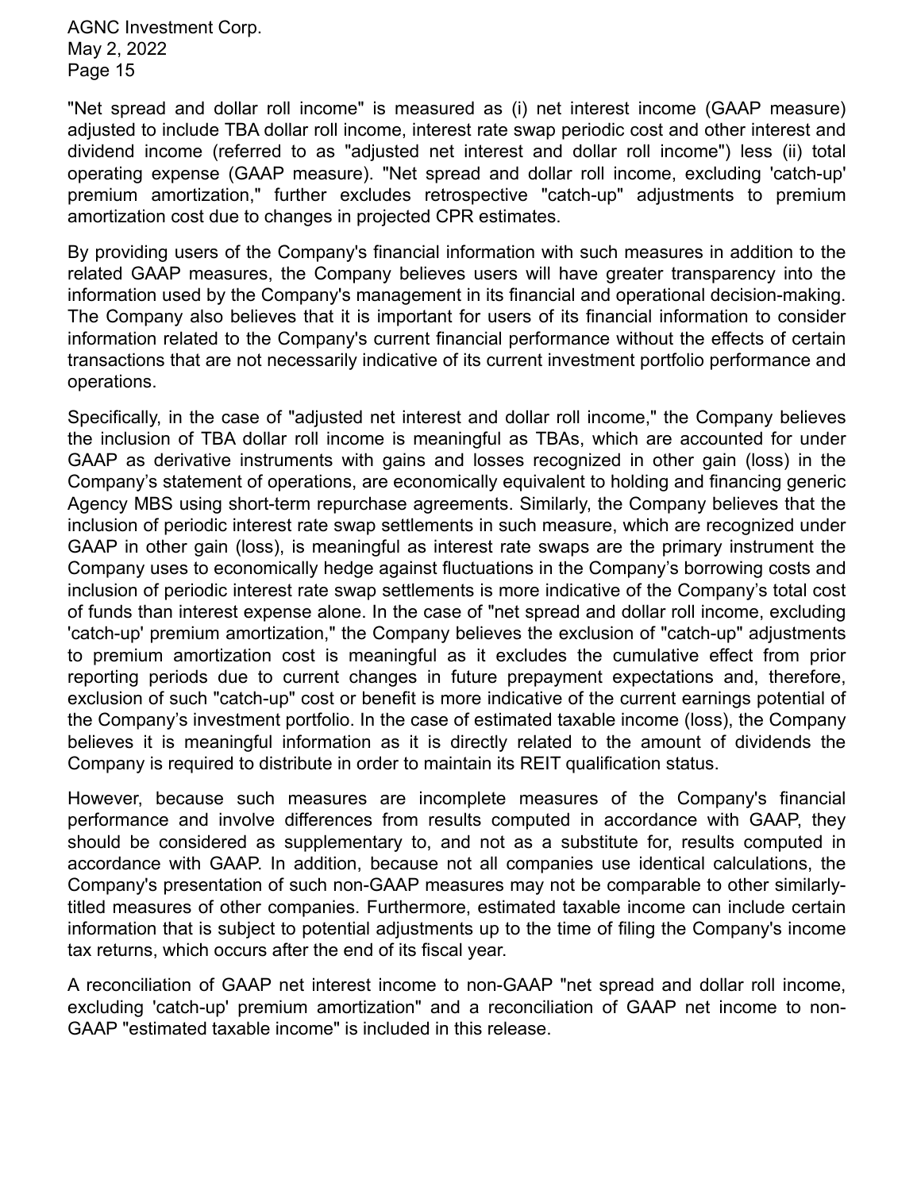"Net spread and dollar roll income" is measured as (i) net interest income (GAAP measure) adjusted to include TBA dollar roll income, interest rate swap periodic cost and other interest and dividend income (referred to as "adjusted net interest and dollar roll income") less (ii) total operating expense (GAAP measure). "Net spread and dollar roll income, excluding 'catch-up' premium amortization," further excludes retrospective "catch-up" adjustments to premium amortization cost due to changes in projected CPR estimates.

By providing users of the Company's financial information with such measures in addition to the related GAAP measures, the Company believes users will have greater transparency into the information used by the Company's management in its financial and operational decision-making. The Company also believes that it is important for users of its financial information to consider information related to the Company's current financial performance without the effects of certain transactions that are not necessarily indicative of its current investment portfolio performance and operations.

Specifically, in the case of "adjusted net interest and dollar roll income," the Company believes the inclusion of TBA dollar roll income is meaningful as TBAs, which are accounted for under GAAP as derivative instruments with gains and losses recognized in other gain (loss) in the Company’s statement of operations, are economically equivalent to holding and financing generic Agency MBS using short-term repurchase agreements. Similarly, the Company believes that the inclusion of periodic interest rate swap settlements in such measure, which are recognized under GAAP in other gain (loss), is meaningful as interest rate swaps are the primary instrument the Company uses to economically hedge against fluctuations in the Company’s borrowing costs and inclusion of periodic interest rate swap settlements is more indicative of the Company’s total cost of funds than interest expense alone. In the case of "net spread and dollar roll income, excluding 'catch-up' premium amortization," the Company believes the exclusion of "catch-up" adjustments to premium amortization cost is meaningful as it excludes the cumulative effect from prior reporting periods due to current changes in future prepayment expectations and, therefore, exclusion of such "catch-up" cost or benefit is more indicative of the current earnings potential of the Company’s investment portfolio. In the case of estimated taxable income (loss), the Company believes it is meaningful information as it is directly related to the amount of dividends the Company is required to distribute in order to maintain its REIT qualification status.

However, because such measures are incomplete measures of the Company's financial performance and involve differences from results computed in accordance with GAAP, they should be considered as supplementary to, and not as a substitute for, results computed in accordance with GAAP. In addition, because not all companies use identical calculations, the Company's presentation of such non-GAAP measures may not be comparable to other similarly-titled measures of other companies. Furthermore, estimated taxable income can include certain information that is subject to potential adjustments up to the time of filing the Company's income tax returns, which occurs after the end of its fiscal year.

A reconciliation of GAAP net interest income to non-GAAP "net spread and dollar roll income, excluding 'catch-up' premium amortization" and a reconciliation of GAAP net income to non-GAAP "estimated taxable income" is included in this release.